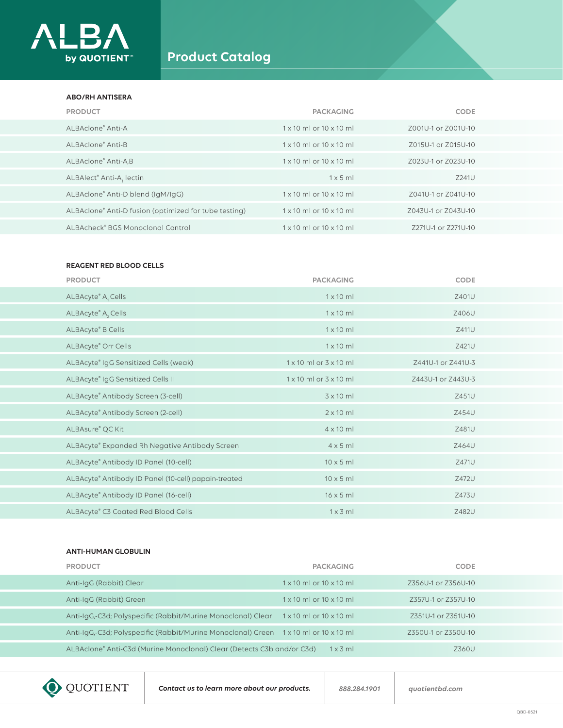# ALBA by QUOTIENT™ Product Catalog

## ABO/RH ANTISERA

| PRODUCT | PACKAGING | CODE |
|---|---|---|
| ALBAclone® Anti-A | 1 x 10 ml or 10 x 10 ml | Z001U-1 or Z001U-10 |
| ALBAclone® Anti-B | 1 x 10 ml or 10 x 10 ml | Z015U-1 or Z015U-10 |
| ALBAclone® Anti-A,B | 1 x 10 ml or 10 x 10 ml | Z023U-1 or Z023U-10 |
| ALBAlect® Anti-$A_1$ lectin | 1 x 5 ml | Z241U |
| ALBAclone® Anti-D blend (IgM/IgG) | 1 x 10 ml or 10 x 10 ml | Z041U-1 or Z041U-10 |
| ALBAclone® Anti-D fusion (optimized for tube testing) | 1 x 10 ml or 10 x 10 ml | Z043U-1 or Z043U-10 |
| ALBAcheck® BGS Monoclonal Control | 1 x 10 ml or 10 x 10 ml | Z271U-1 or Z271U-10 |

## REAGENT RED BLOOD CELLS

| PRODUCT | PACKAGING | CODE |
|---|---|---|
| ALBAcyte® $A_1$ Cells | 1 x 10 ml | Z401U |
| ALBAcyte® $A_2$ Cells | 1 x 10 ml | Z406U |
| ALBAcyte® B Cells | 1 x 10 ml | Z411U |
| ALBAcyte® Orr Cells | 1 x 10 ml | Z421U |
| ALBAcyte® IgG Sensitized Cells (weak) | 1 x 10 ml or 3 x 10 ml | Z441U-1 or Z441U-3 |
| ALBAcyte® IgG Sensitized Cells II | 1 x 10 ml or 3 x 10 ml | Z443U-1 or Z443U-3 |
| ALBAcyte® Antibody Screen (3-cell) | 3 x 10 ml | Z451U |
| ALBAcyte® Antibody Screen (2-cell) | 2 x 10 ml | Z454U |
| ALBAsure® QC Kit | 4 x 10 ml | Z481U |
| ALBAcyte® Expanded Rh Negative Antibody Screen | 4 x 5 ml | Z464U |
| ALBAcyte® Antibody ID Panel (10-cell) | 10 x 5 ml | Z471U |
| ALBAcyte® Antibody ID Panel (10-cell) papain-treated | 10 x 5 ml | Z472U |
| ALBAcyte® Antibody ID Panel (16-cell) | 16 x 5 ml | Z473U |
| ALBAcyte® C3 Coated Red Blood Cells | 1 x 3 ml | Z482U |

## ANTI-HUMAN GLOBULIN

| PRODUCT | PACKAGING | CODE |
|---|---|---|
| Anti-IgG (Rabbit) Clear | 1 x 10 ml or 10 x 10 ml | Z356U-1 or Z356U-10 |
| Anti-IgG (Rabbit) Green | 1 x 10 ml or 10 x 10 ml | Z357U-1 or Z357U-10 |
| Anti-IgG,-C3d; Polyspecific (Rabbit/Murine Monoclonal) Clear | 1 x 10 ml or 10 x 10 ml | Z351U-1 or Z351U-10 |
| Anti-IgG,-C3d; Polyspecific (Rabbit/Murine Monoclonal) Green | 1 x 10 ml or 10 x 10 ml | Z350U-1 or Z350U-10 |
| ALBAclone® Anti-C3d (Murine Monoclonal) Clear (Detects C3b and/or C3d) | 1 x 3 ml | Z360U |

QUOTIENT | *Contact us to learn more about our products.* | *888.284.1901* | *quotientbd.com*

QBD-0521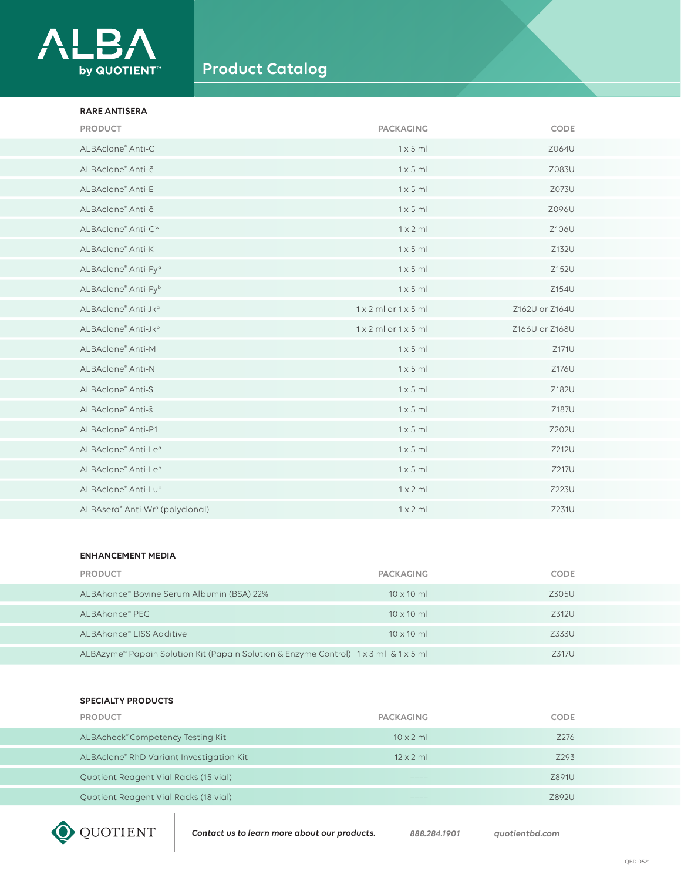# ALBA by QUOTIENT™

## Product Catalog

### RARE ANTISERA

| PRODUCT | PACKAGING | CODE |
|---|---|---|
| ALBAclone® Anti-C | 1 x 5 ml | Z064U |
| ALBAclone® Anti-c̄ | 1 x 5 ml | Z083U |
| ALBAclone® Anti-E | 1 x 5 ml | Z073U |
| ALBAclone® Anti-ē | 1 x 5 ml | Z096U |
| ALBAclone® Anti-$C^w$ | 1 x 2 ml | Z106U |
| ALBAclone® Anti-K | 1 x 5 ml | Z132U |
| ALBAclone® Anti-$Fy^a$ | 1 x 5 ml | Z152U |
| ALBAclone® Anti-$Fy^b$ | 1 x 5 ml | Z154U |
| ALBAclone® Anti-$Jk^a$ | 1 x 2 ml or 1 x 5 ml | Z162U or Z164U |
| ALBAclone® Anti-$Jk^b$ | 1 x 2 ml or 1 x 5 ml | Z166U or Z168U |
| ALBAclone® Anti-M | 1 x 5 ml | Z171U |
| ALBAclone® Anti-N | 1 x 5 ml | Z176U |
| ALBAclone® Anti-S | 1 x 5 ml | Z182U |
| ALBAclone® Anti-s̄ | 1 x 5 ml | Z187U |
| ALBAclone® Anti-P1 | 1 x 5 ml | Z202U |
| ALBAclone® Anti-$Le^a$ | 1 x 5 ml | Z212U |
| ALBAclone® Anti-$Le^b$ | 1 x 5 ml | Z217U |
| ALBAclone® Anti-$Lu^b$ | 1 x 2 ml | Z223U |
| ALBAsera® Anti-$Wr^a$ (polyclonal) | 1 x 2 ml | Z231U |

### ENHANCEMENT MEDIA

| PRODUCT | PACKAGING | CODE |
|---|---|---|
| ALBAhance™ Bovine Serum Albumin (BSA) 22% | 10 x 10 ml | Z305U |
| ALBAhance™ PEG | 10 x 10 ml | Z312U |
| ALBAhance™ LISS Additive | 10 x 10 ml | Z333U |
| ALBAzyme™ Papain Solution Kit (Papain Solution & Enzyme Control) | 1 x 3 ml & 1 x 5 ml | Z317U |

### SPECIALTY PRODUCTS

| PRODUCT | PACKAGING | CODE |
|---|---|---|
| ALBAcheck® Competency Testing Kit | 10 x 2 ml | Z276 |
| ALBAclone® RhD Variant Investigation Kit | 12 x 2 ml | Z293 |
| Quotient Reagent Vial Racks (15-vial) | ---- | Z891U |
| Quotient Reagent Vial Racks (18-vial) | ---- | Z892U |

QUOTIENT | *Contact us to learn more about our products.* | *888.284.1901* | *quotientbd.com*

QBD-0521